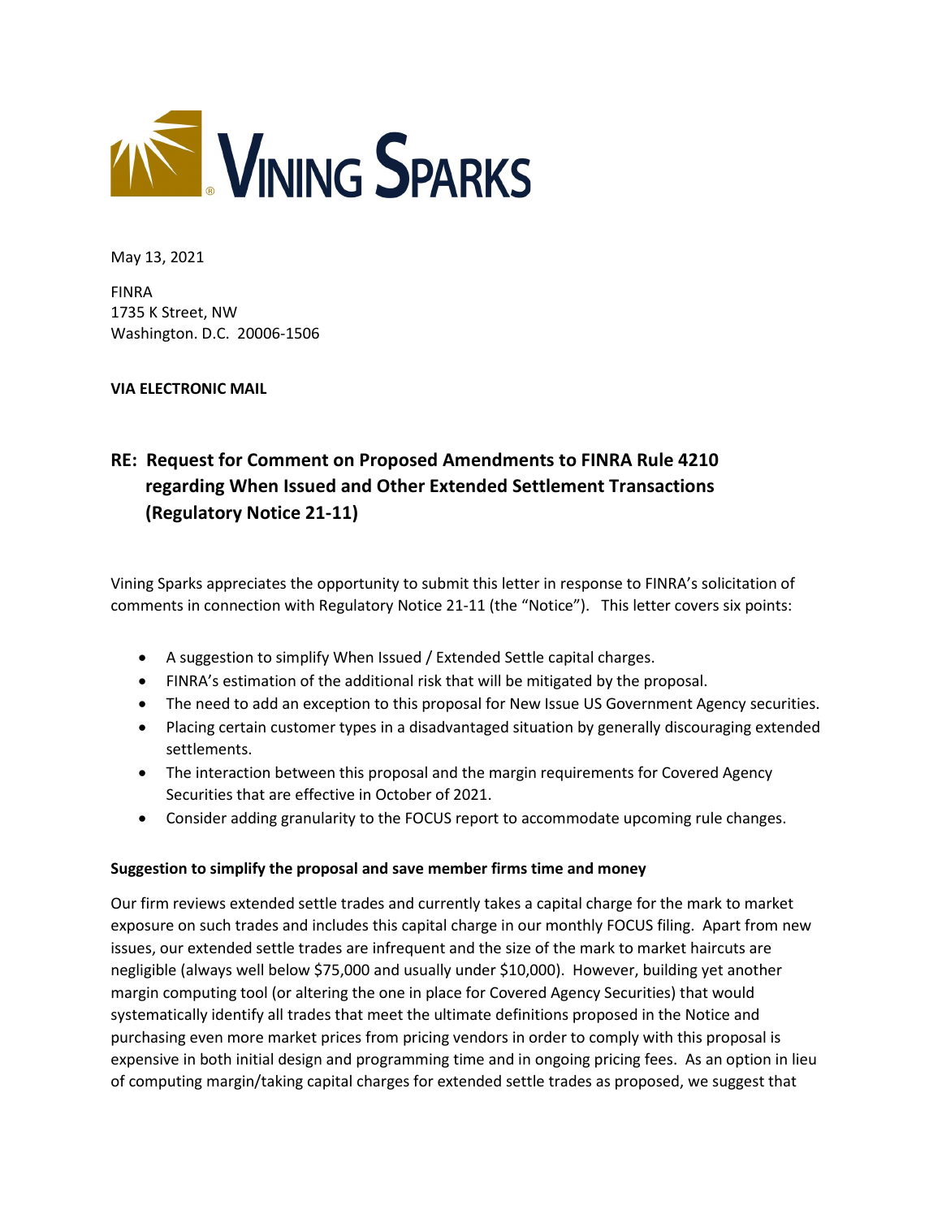VINING SPARKS

May 13, 2021

FINRA
1735 K Street, NW
Washington. D.C. 20006-1506

**VIA ELECTRONIC MAIL**

## RE: Request for Comment on Proposed Amendments to FINRA Rule 4210 regarding When Issued and Other Extended Settlement Transactions (Regulatory Notice 21-11)

Vining Sparks appreciates the opportunity to submit this letter in response to FINRA's solicitation of comments in connection with Regulatory Notice 21-11 (the "Notice"). This letter covers six points:

- A suggestion to simplify When Issued / Extended Settle capital charges.
- FINRA's estimation of the additional risk that will be mitigated by the proposal.
- The need to add an exception to this proposal for New Issue US Government Agency securities.
- Placing certain customer types in a disadvantaged situation by generally discouraging extended settlements.
- The interaction between this proposal and the margin requirements for Covered Agency Securities that are effective in October of 2021.
- Consider adding granularity to the FOCUS report to accommodate upcoming rule changes.

**Suggestion to simplify the proposal and save member firms time and money**

Our firm reviews extended settle trades and currently takes a capital charge for the mark to market exposure on such trades and includes this capital charge in our monthly FOCUS filing. Apart from new issues, our extended settle trades are infrequent and the size of the mark to market haircuts are negligible (always well below $75,000 and usually under $10,000). However, building yet another margin computing tool (or altering the one in place for Covered Agency Securities) that would systematically identify all trades that meet the ultimate definitions proposed in the Notice and purchasing even more market prices from pricing vendors in order to comply with this proposal is expensive in both initial design and programming time and in ongoing pricing fees. As an option in lieu of computing margin/taking capital charges for extended settle trades as proposed, we suggest that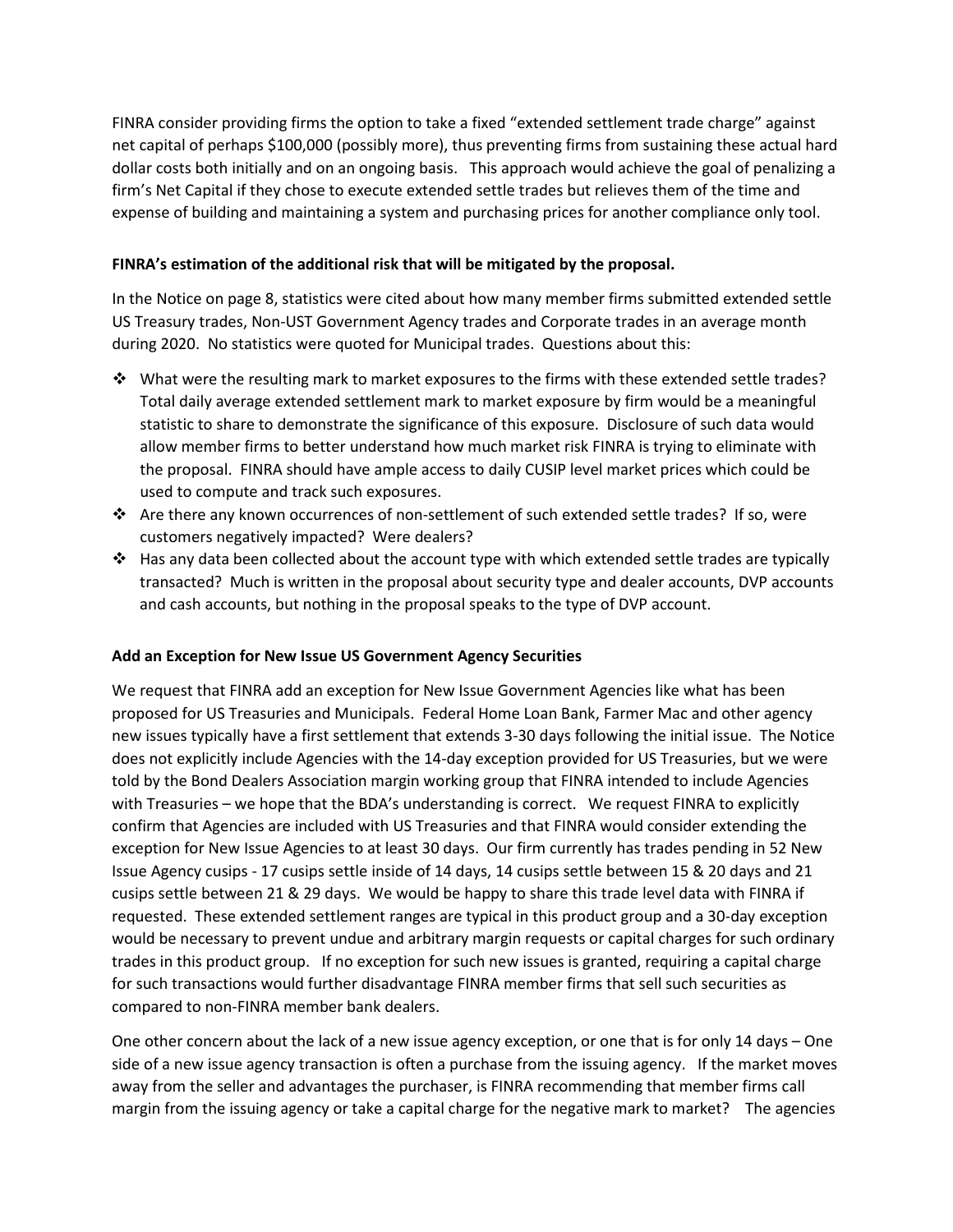FINRA consider providing firms the option to take a fixed "extended settlement trade charge" against net capital of perhaps $100,000 (possibly more), thus preventing firms from sustaining these actual hard dollar costs both initially and on an ongoing basis. This approach would achieve the goal of penalizing a firm's Net Capital if they chose to execute extended settle trades but relieves them of the time and expense of building and maintaining a system and purchasing prices for another compliance only tool.

**FINRA's estimation of the additional risk that will be mitigated by the proposal.**

In the Notice on page 8, statistics were cited about how many member firms submitted extended settle US Treasury trades, Non-UST Government Agency trades and Corporate trades in an average month during 2020. No statistics were quoted for Municipal trades. Questions about this:

- What were the resulting mark to market exposures to the firms with these extended settle trades? Total daily average extended settlement mark to market exposure by firm would be a meaningful statistic to share to demonstrate the significance of this exposure. Disclosure of such data would allow member firms to better understand how much market risk FINRA is trying to eliminate with the proposal. FINRA should have ample access to daily CUSIP level market prices which could be used to compute and track such exposures.
- Are there any known occurrences of non-settlement of such extended settle trades? If so, were customers negatively impacted? Were dealers?
- Has any data been collected about the account type with which extended settle trades are typically transacted? Much is written in the proposal about security type and dealer accounts, DVP accounts and cash accounts, but nothing in the proposal speaks to the type of DVP account.

**Add an Exception for New Issue US Government Agency Securities**

We request that FINRA add an exception for New Issue Government Agencies like what has been proposed for US Treasuries and Municipals. Federal Home Loan Bank, Farmer Mac and other agency new issues typically have a first settlement that extends 3-30 days following the initial issue. The Notice does not explicitly include Agencies with the 14-day exception provided for US Treasuries, but we were told by the Bond Dealers Association margin working group that FINRA intended to include Agencies with Treasuries – we hope that the BDA's understanding is correct. We request FINRA to explicitly confirm that Agencies are included with US Treasuries and that FINRA would consider extending the exception for New Issue Agencies to at least 30 days. Our firm currently has trades pending in 52 New Issue Agency cusips - 17 cusips settle inside of 14 days, 14 cusips settle between 15 & 20 days and 21 cusips settle between 21 & 29 days. We would be happy to share this trade level data with FINRA if requested. These extended settlement ranges are typical in this product group and a 30-day exception would be necessary to prevent undue and arbitrary margin requests or capital charges for such ordinary trades in this product group. If no exception for such new issues is granted, requiring a capital charge for such transactions would further disadvantage FINRA member firms that sell such securities as compared to non-FINRA member bank dealers.

One other concern about the lack of a new issue agency exception, or one that is for only 14 days – One side of a new issue agency transaction is often a purchase from the issuing agency. If the market moves away from the seller and advantages the purchaser, is FINRA recommending that member firms call margin from the issuing agency or take a capital charge for the negative mark to market? The agencies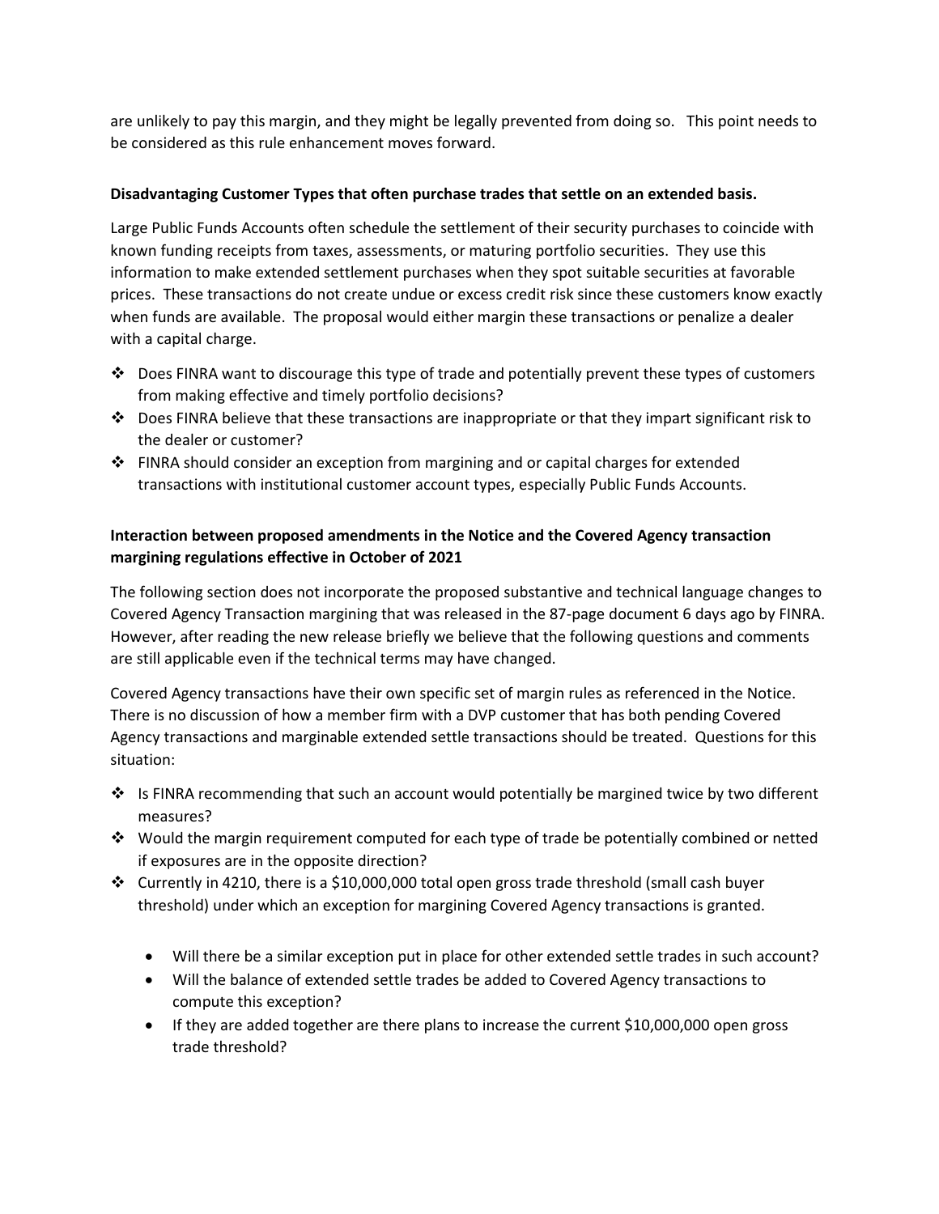are unlikely to pay this margin, and they might be legally prevented from doing so. This point needs to be considered as this rule enhancement moves forward.

**Disadvantaging Customer Types that often purchase trades that settle on an extended basis.**

Large Public Funds Accounts often schedule the settlement of their security purchases to coincide with known funding receipts from taxes, assessments, or maturing portfolio securities. They use this information to make extended settlement purchases when they spot suitable securities at favorable prices. These transactions do not create undue or excess credit risk since these customers know exactly when funds are available. The proposal would either margin these transactions or penalize a dealer with a capital charge.

- Does FINRA want to discourage this type of trade and potentially prevent these types of customers from making effective and timely portfolio decisions?
- Does FINRA believe that these transactions are inappropriate or that they impart significant risk to the dealer or customer?
- FINRA should consider an exception from margining and or capital charges for extended transactions with institutional customer account types, especially Public Funds Accounts.

**Interaction between proposed amendments in the Notice and the Covered Agency transaction margining regulations effective in October of 2021**

The following section does not incorporate the proposed substantive and technical language changes to Covered Agency Transaction margining that was released in the 87-page document 6 days ago by FINRA. However, after reading the new release briefly we believe that the following questions and comments are still applicable even if the technical terms may have changed.

Covered Agency transactions have their own specific set of margin rules as referenced in the Notice. There is no discussion of how a member firm with a DVP customer that has both pending Covered Agency transactions and marginable extended settle transactions should be treated. Questions for this situation:

- Is FINRA recommending that such an account would potentially be margined twice by two different measures?
- Would the margin requirement computed for each type of trade be potentially combined or netted if exposures are in the opposite direction?
- Currently in 4210, there is a $10,000,000 total open gross trade threshold (small cash buyer threshold) under which an exception for margining Covered Agency transactions is granted.
    - Will there be a similar exception put in place for other extended settle trades in such account?
    - Will the balance of extended settle trades be added to Covered Agency transactions to compute this exception?
    - If they are added together are there plans to increase the current $10,000,000 open gross trade threshold?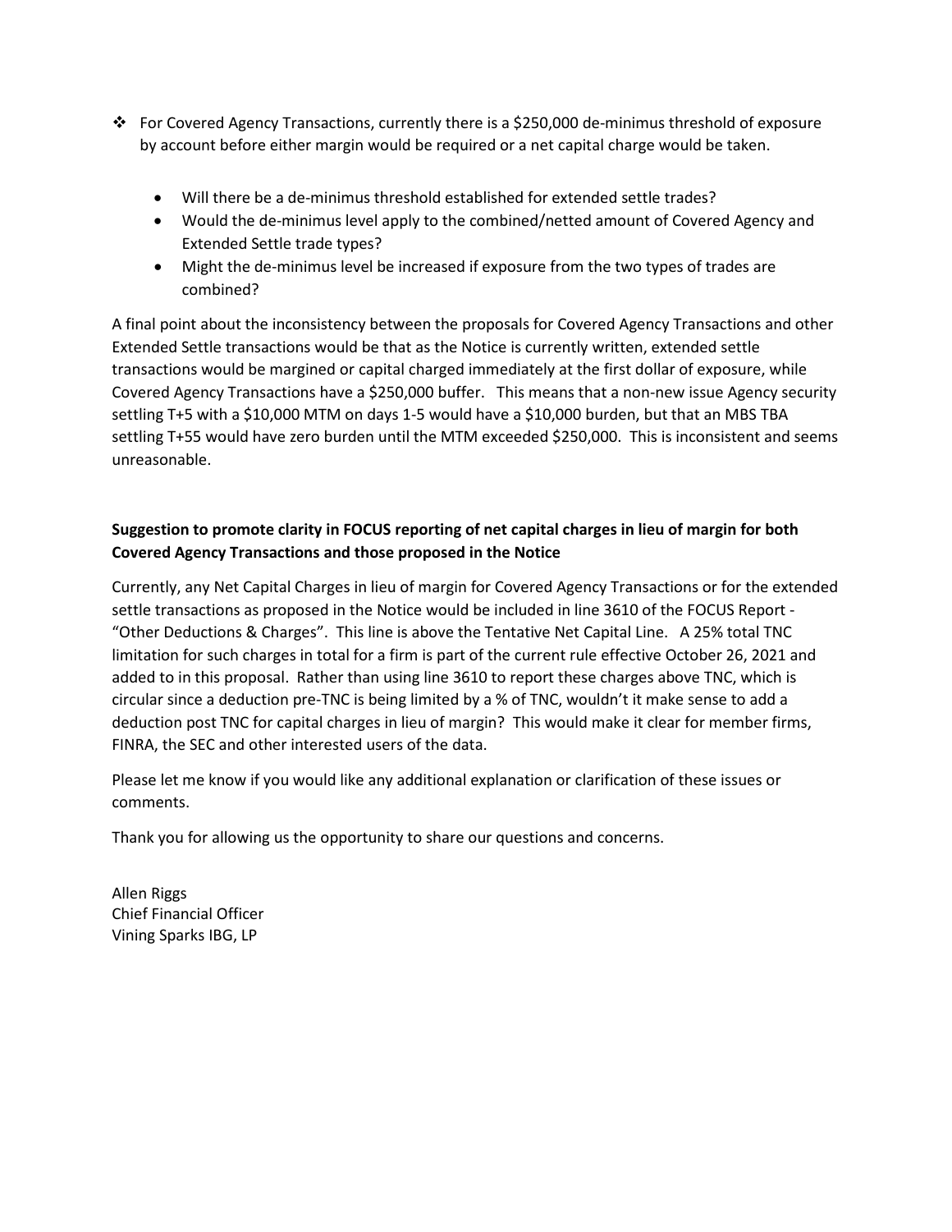- For Covered Agency Transactions, currently there is a $250,000 de-minimus threshold of exposure by account before either margin would be required or a net capital charge would be taken.

  - Will there be a de-minimus threshold established for extended settle trades?
  - Would the de-minimus level apply to the combined/netted amount of Covered Agency and Extended Settle trade types?
  - Might the de-minimus level be increased if exposure from the two types of trades are combined?

A final point about the inconsistency between the proposals for Covered Agency Transactions and other Extended Settle transactions would be that as the Notice is currently written, extended settle transactions would be margined or capital charged immediately at the first dollar of exposure, while Covered Agency Transactions have a $250,000 buffer. This means that a non-new issue Agency security settling T+5 with a $10,000 MTM on days 1-5 would have a $10,000 burden, but that an MBS TBA settling T+55 would have zero burden until the MTM exceeded $250,000. This is inconsistent and seems unreasonable.

**Suggestion to promote clarity in FOCUS reporting of net capital charges in lieu of margin for both Covered Agency Transactions and those proposed in the Notice**

Currently, any Net Capital Charges in lieu of margin for Covered Agency Transactions or for the extended settle transactions as proposed in the Notice would be included in line 3610 of the FOCUS Report - "Other Deductions & Charges". This line is above the Tentative Net Capital Line. A 25% total TNC limitation for such charges in total for a firm is part of the current rule effective October 26, 2021 and added to in this proposal. Rather than using line 3610 to report these charges above TNC, which is circular since a deduction pre-TNC is being limited by a % of TNC, wouldn't it make sense to add a deduction post TNC for capital charges in lieu of margin? This would make it clear for member firms, FINRA, the SEC and other interested users of the data.

Please let me know if you would like any additional explanation or clarification of these issues or comments.

Thank you for allowing us the opportunity to share our questions and concerns.

Allen Riggs
Chief Financial Officer
Vining Sparks IBG, LP